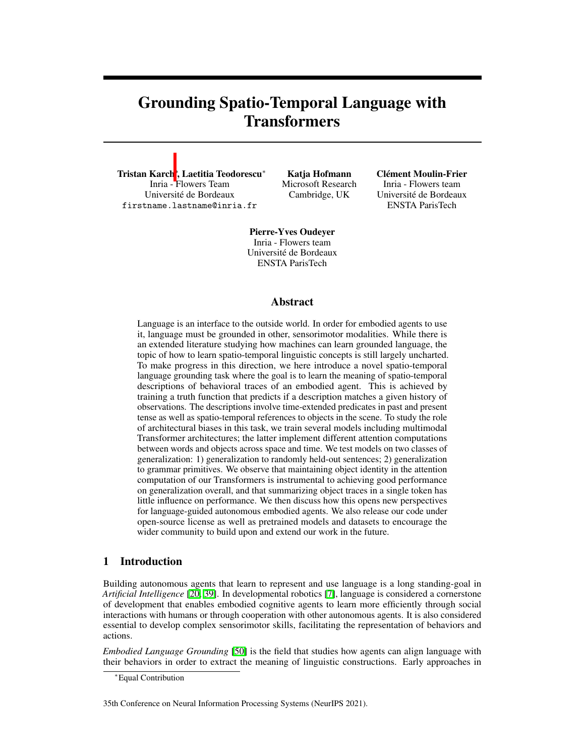# Grounding Spatio-Temporal Language with Transformers

**Tristan Karch**[*], **Laetitia Teodorescu**[*]
Inria - Flowers Team
Université de Bordeaux
firstname.lastname@inria.fr

**Katja Hofmann**
Microsoft Research
Cambridge, UK

**Clément Moulin-Frier**
Inria - Flowers team
Université de Bordeaux
ENSTA ParisTech

**Pierre-Yves Oudeyer**
Inria - Flowers team
Université de Bordeaux
ENSTA ParisTech

## Abstract

Language is an interface to the outside world. In order for embodied agents to use it, language must be grounded in other, sensorimotor modalities. While there is an extended literature studying how machines can learn grounded language, the topic of how to learn spatio-temporal linguistic concepts is still largely uncharted. To make progress in this direction, we here introduce a novel spatio-temporal language grounding task where the goal is to learn the meaning of spatio-temporal descriptions of behavioral traces of an embodied agent. This is achieved by training a truth function that predicts if a description matches a given history of observations. The descriptions involve time-extended predicates in past and present tense as well as spatio-temporal references to objects in the scene. To study the role of architectural biases in this task, we train several models including multimodal Transformer architectures; the latter implement different attention computations between words and objects across space and time. We test models on two classes of generalization: 1) generalization to randomly held-out sentences; 2) generalization to grammar primitives. We observe that maintaining object identity in the attention computation of our Transformers is instrumental to achieving good performance on generalization overall, and that summarizing object traces in a single token has little influence on performance. We then discuss how this opens new perspectives for language-guided autonomous embodied agents. We also release our code under open-source license as well as pretrained models and datasets to encourage the wider community to build upon and extend our work in the future.

## 1 Introduction

Building autonomous agents that learn to represent and use language is a long standing-goal in *Artificial Intelligence* [20, 39]. In developmental robotics [7], language is considered a cornerstone of development that enables embodied cognitive agents to learn more efficiently through social interactions with humans or through cooperation with other autonomous agents. It is also considered essential to develop complex sensorimotor skills, facilitating the representation of behaviors and actions.

*Embodied Language Grounding* [50] is the field that studies how agents can align language with their behaviors in order to extract the meaning of linguistic constructions. Early approaches in

[*]Equal Contribution

35th Conference on Neural Information Processing Systems (NeurIPS 2021).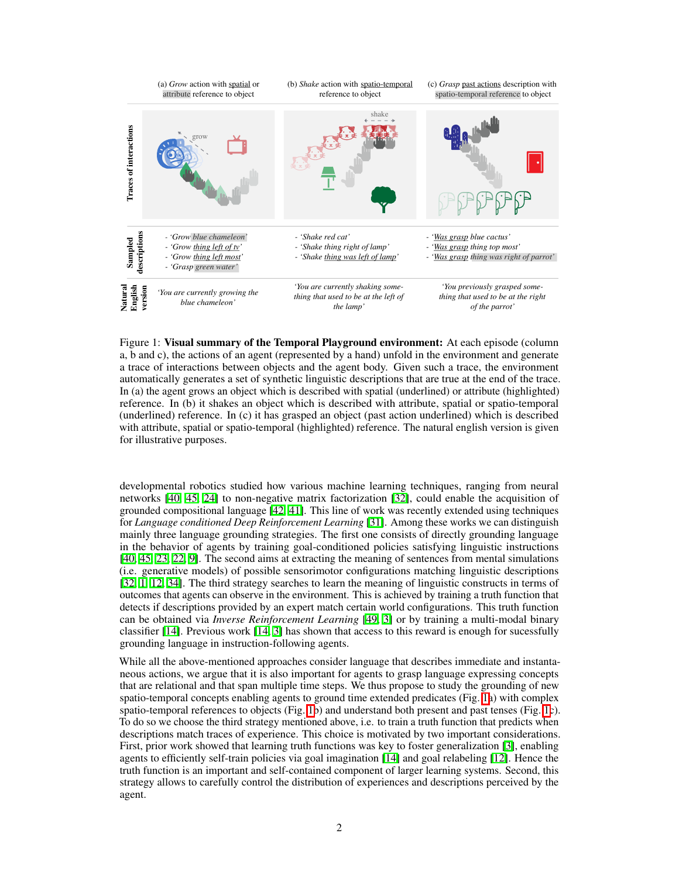| | (a) *Grow* action with spatial or attribute reference to object | (b) *Shake* action with spatio-temporal reference to object | (c) *Grasp* past actions description with spatio-temporal reference to object |
|---|---|---|---|
| Sampled descriptions | - '*Grow blue chameleon*'<br>- '*Grow thing left of tv*'<br>- '*Grow thing left most*'<br>- '*Grasp green water*' | - '*Shake red cat*'<br>- '*Shake thing right of lamp*'<br>- '*Shake thing was left of lamp*' | - '*Was grasp blue cactus*'<br>- '*Was grasp thing top most*'<br>- '*Was grasp thing was right of parrot*' |
| Natural English version | '*You are currently growing the blue chameleon*' | '*You are currently shaking something that used to be at the left of the lamp*' | '*You previously grasped something that used to be at the right of the parrot*' |

Figure 1: **Visual summary of the Temporal Playground environment:** At each episode (column a, b and c), the actions of an agent (represented by a hand) unfold in the environment and generate a trace of interactions between objects and the agent body. Given such a trace, the environment automatically generates a set of synthetic linguistic descriptions that are true at the end of the trace. In (a) the agent grows an object which is described with spatial (underlined) or attribute (highlighted) reference. In (b) it shakes an object which is described with attribute, spatial or spatio-temporal (underlined) reference. In (c) it has grasped an object (past action underlined) which is described with attribute, spatial or spatio-temporal (highlighted) reference. The natural english version is given for illustrative purposes.

developmental robotics studied how various machine learning techniques, ranging from neural networks [40, 45, 24] to non-negative matrix factorization [32], could enable the acquisition of grounded compositional language [42, 41]. This line of work was recently extended using techniques for *Language conditioned Deep Reinforcement Learning* [31]. Among these works we can distinguish mainly three language grounding strategies. The first one consists of directly grounding language in the behavior of agents by training goal-conditioned policies satisfying linguistic instructions [40, 45, 23, 22, 9]. The second aims at extracting the meaning of sentences from mental simulations (i.e. generative models) of possible sensorimotor configurations matching linguistic descriptions [32, 1, 12, 34]. The third strategy searches to learn the meaning of linguistic constructs in terms of outcomes that agents can observe in the environment. This is achieved by training a truth function that detects if descriptions provided by an expert match certain world configurations. This truth function can be obtained via *Inverse Reinforcement Learning* [49, 3] or by training a multi-modal binary classifier [14]. Previous work [14, 3] has shown that access to this reward is enough for sucessfully grounding language in instruction-following agents.

While all the above-mentioned approaches consider language that describes immediate and instantaneous actions, we argue that it is also important for agents to grasp language expressing concepts that are relational and that span multiple time steps. We thus propose to study the grounding of new spatio-temporal concepts enabling agents to ground time extended predicates (Fig. 1a) with complex spatio-temporal references to objects (Fig. 1b) and understand both present and past tenses (Fig. 1c). To do so we choose the third strategy mentioned above, i.e. to train a truth function that predicts when descriptions match traces of experience. This choice is motivated by two important considerations. First, prior work showed that learning truth functions was key to foster generalization [3], enabling agents to efficiently self-train policies via goal imagination [14] and goal relabeling [12]. Hence the truth function is an important and self-contained component of larger learning systems. Second, this strategy allows to carefully control the distribution of experiences and descriptions perceived by the agent.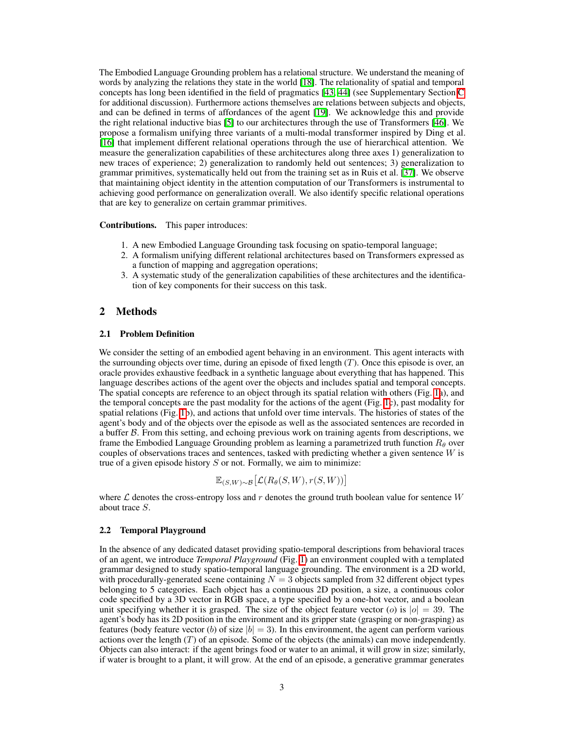The Embodied Language Grounding problem has a relational structure. We understand the meaning of words by analyzing the relations they state in the world [18]. The relationality of spatial and temporal concepts has long been identified in the field of pragmatics [43, 44] (see Supplementary Section C for additional discussion). Furthermore actions themselves are relations between subjects and objects, and can be defined in terms of affordances of the agent [19]. We acknowledge this and provide the right relational inductive bias [5] to our architectures through the use of Transformers [46]. We propose a formalism unifying three variants of a multi-modal transformer inspired by Ding et al. [16] that implement different relational operations through the use of hierarchical attention. We measure the generalization capabilities of these architectures along three axes 1) generalization to new traces of experience; 2) generalization to randomly held out sentences; 3) generalization to grammar primitives, systematically held out from the training set as in Ruis et al. [37]. We observe that maintaining object identity in the attention computation of our Transformers is instrumental to achieving good performance on generalization overall. We also identify specific relational operations that are key to generalize on certain grammar primitives.

**Contributions.** This paper introduces:

1. A new Embodied Language Grounding task focusing on spatio-temporal language;
2. A formalism unifying different relational architectures based on Transformers expressed as a function of mapping and aggregation operations;
3. A systematic study of the generalization capabilities of these architectures and the identification of key components for their success on this task.

## 2 Methods

### 2.1 Problem Definition

We consider the setting of an embodied agent behaving in an environment. This agent interacts with the surrounding objects over time, during an episode of fixed length ($T$). Once this episode is over, an oracle provides exhaustive feedback in a synthetic language about everything that has happened. This language describes actions of the agent over the objects and includes spatial and temporal concepts. The spatial concepts are reference to an object through its spatial relation with others (Fig. 1a), and the temporal concepts are the past modality for the actions of the agent (Fig. 1c), past modality for spatial relations (Fig. 1b), and actions that unfold over time intervals. The histories of states of the agent's body and of the objects over the episode as well as the associated sentences are recorded in a buffer $\mathcal{B}$. From this setting, and echoing previous work on training agents from descriptions, we frame the Embodied Language Grounding problem as learning a parametrized truth function $R_\theta$ over couples of observations traces and sentences, tasked with predicting whether a given sentence $W$ is true of a given episode history $S$ or not. Formally, we aim to minimize:

$$\mathbb{E}_{(S,W)\sim\mathcal{B}}\big[\mathcal{L}(R_\theta(S, W), r(S, W))\big]$$

where $\mathcal{L}$ denotes the cross-entropy loss and $r$ denotes the ground truth boolean value for sentence $W$ about trace $S$.

### 2.2 Temporal Playground

In the absence of any dedicated dataset providing spatio-temporal descriptions from behavioral traces of an agent, we introduce *Temporal Playground* (Fig. 1) an environment coupled with a templated grammar designed to study spatio-temporal language grounding. The environment is a 2D world, with procedurally-generated scene containing $N = 3$ objects sampled from 32 different object types belonging to 5 categories. Each object has a continuous 2D position, a size, a continuous color code specified by a 3D vector in RGB space, a type specified by a one-hot vector, and a boolean unit specifying whether it is grasped. The size of the object feature vector ($o$) is $|o| = 39$. The agent's body has its 2D position in the environment and its gripper state (grasping or non-grasping) as features (body feature vector ($b$) of size $|b| = 3$). In this environment, the agent can perform various actions over the length ($T$) of an episode. Some of the objects (the animals) can move independently. Objects can also interact: if the agent brings food or water to an animal, it will grow in size; similarly, if water is brought to a plant, it will grow. At the end of an episode, a generative grammar generates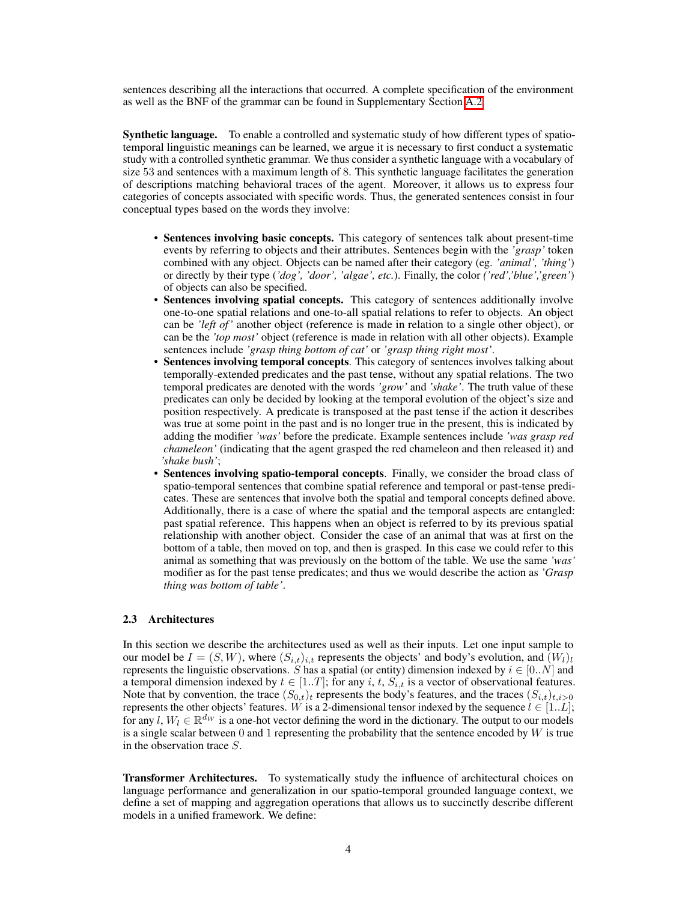sentences describing all the interactions that occurred. A complete specification of the environment as well as the BNF of the grammar can be found in Supplementary Section A.2.

**Synthetic language.** To enable a controlled and systematic study of how different types of spatio-temporal linguistic meanings can be learned, we argue it is necessary to first conduct a systematic study with a controlled synthetic grammar. We thus consider a synthetic language with a vocabulary of size 53 and sentences with a maximum length of 8. This synthetic language facilitates the generation of descriptions matching behavioral traces of the agent. Moreover, it allows us to express four categories of concepts associated with specific words. Thus, the generated sentences consist in four conceptual types based on the words they involve:

- **Sentences involving basic concepts.** This category of sentences talk about present-time events by referring to objects and their attributes. Sentences begin with the *'grasp'* token combined with any object. Objects can be named after their category (eg. *'animal', 'thing'*) or directly by their type (*'dog', 'door', 'algae', etc.*). Finally, the color *('red','blue','green')* of objects can also be specified.
- **Sentences involving spatial concepts.** This category of sentences additionally involve one-to-one spatial relations and one-to-all spatial relations to refer to objects. An object can be *'left of'* another object (reference is made in relation to a single other object), or can be the *'top most'* object (reference is made in relation with all other objects). Example sentences include *'grasp thing bottom of cat'* or *'grasp thing right most'*.
- **Sentences involving temporal concepts**. This category of sentences involves talking about temporally-extended predicates and the past tense, without any spatial relations. The two temporal predicates are denoted with the words *'grow'* and *'shake'*. The truth value of these predicates can only be decided by looking at the temporal evolution of the object's size and position respectively. A predicate is transposed at the past tense if the action it describes was true at some point in the past and is no longer true in the present, this is indicated by adding the modifier *'was'* before the predicate. Example sentences include *'was grasp red chameleon'* (indicating that the agent grasped the red chameleon and then released it) and *'shake bush'*;
- **Sentences involving spatio-temporal concepts**. Finally, we consider the broad class of spatio-temporal sentences that combine spatial reference and temporal or past-tense predicates. These are sentences that involve both the spatial and temporal concepts defined above. Additionally, there is a case of where the spatial and the temporal aspects are entangled: past spatial reference. This happens when an object is referred to by its previous spatial relationship with another object. Consider the case of an animal that was at first on the bottom of a table, then moved on top, and then is grasped. In this case we could refer to this animal as something that was previously on the bottom of the table. We use the same *'was'* modifier as for the past tense predicates; and thus we would describe the action as *'Grasp thing was bottom of table'*.

### 2.3 Architectures

In this section we describe the architectures used as well as their inputs. Let one input sample to our model be $I = (S, W)$, where $(S_{i,t})_{i,t}$ represents the objects' and body's evolution, and $(W_l)_l$ represents the linguistic observations. $S$ has a spatial (or entity) dimension indexed by $i \in [0..N]$ and a temporal dimension indexed by $t \in [1..T]$; for any $i$, $t$, $S_{i,t}$ is a vector of observational features. Note that by convention, the trace $(S_{0,t})_t$ represents the body's features, and the traces $(S_{i,t})_{t,i>0}$ represents the other objects' features. $W$ is a 2-dimensional tensor indexed by the sequence $l \in [1..L]$; for any $l$, $W_l \in \mathbb{R}^{d_W}$ is a one-hot vector defining the word in the dictionary. The output to our models is a single scalar between 0 and 1 representing the probability that the sentence encoded by $W$ is true in the observation trace $S$.

**Transformer Architectures.** To systematically study the influence of architectural choices on language performance and generalization in our spatio-temporal grounded language context, we define a set of mapping and aggregation operations that allows us to succinctly describe different models in a unified framework. We define: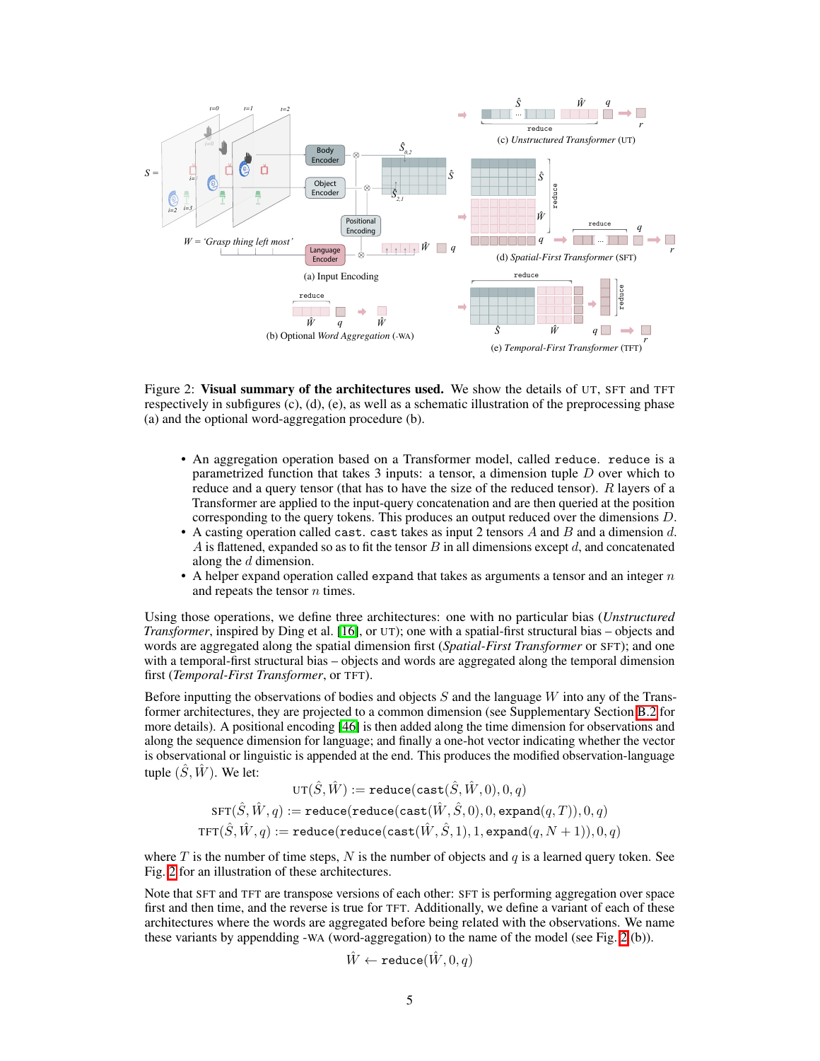Figure 2: **Visual summary of the architectures used.** We show the details of UT, SFT and TFT respectively in subfigures (c), (d), (e), as well as a schematic illustration of the preprocessing phase (a) and the optional word-aggregation procedure (b).

- An aggregation operation based on a Transformer model, called `reduce`. `reduce` is a parametrized function that takes 3 inputs: a tensor, a dimension tuple $D$ over which to reduce and a query tensor (that has to have the size of the reduced tensor). $R$ layers of a Transformer are applied to the input-query concatenation and are then queried at the position corresponding to the query tokens. This produces an output reduced over the dimensions $D$.
- A casting operation called `cast`. `cast` takes as input 2 tensors $A$ and $B$ and a dimension $d$. $A$ is flattened, expanded so as to fit the tensor $B$ in all dimensions except $d$, and concatenated along the $d$ dimension.
- A helper expand operation called `expand` that takes as arguments a tensor and an integer $n$ and repeats the tensor $n$ times.

Using those operations, we define three architectures: one with no particular bias (*Unstructured Transformer*, inspired by Ding et al. [16], or UT); one with a spatial-first structural bias – objects and words are aggregated along the spatial dimension first (*Spatial-First Transformer* or SFT); and one with a temporal-first structural bias – objects and words are aggregated along the temporal dimension first (*Temporal-First Transformer*, or TFT).

Before inputting the observations of bodies and objects $S$ and the language $W$ into any of the Transformer architectures, they are projected to a common dimension (see Supplementary Section B.2 for more details). A positional encoding [46] is then added along the time dimension for observations and along the sequence dimension for language; and finally a one-hot vector indicating whether the vector is observational or linguistic is appended at the end. This produces the modified observation-language tuple $(\hat{S}, \hat{W})$. We let:

$$\text{UT}(\hat{S}, \hat{W}) := \texttt{reduce}(\texttt{cast}(\hat{S}, \hat{W}, 0), 0, q)$$

$$\text{SFT}(\hat{S}, \hat{W}, q) := \texttt{reduce}(\texttt{reduce}(\texttt{cast}(\hat{W}, \hat{S}, 0), 0, \texttt{expand}(q, T)), 0, q)$$

$$\text{TFT}(\hat{S}, \hat{W}, q) := \texttt{reduce}(\texttt{reduce}(\texttt{cast}(\hat{W}, \hat{S}, 1), 1, \texttt{expand}(q, N + 1)), 0, q)$$

where $T$ is the number of time steps, $N$ is the number of objects and $q$ is a learned query token. See Fig. 2 for an illustration of these architectures.

Note that SFT and TFT are transpose versions of each other: SFT is performing aggregation over space first and then time, and the reverse is true for TFT. Additionally, we define a variant of each of these architectures where the words are aggregated before being related with the observations. We name these variants by appendding -WA (word-aggregation) to the name of the model (see Fig. 2 (b)).

$$\hat{W} \leftarrow \texttt{reduce}(\hat{W}, 0, q)$$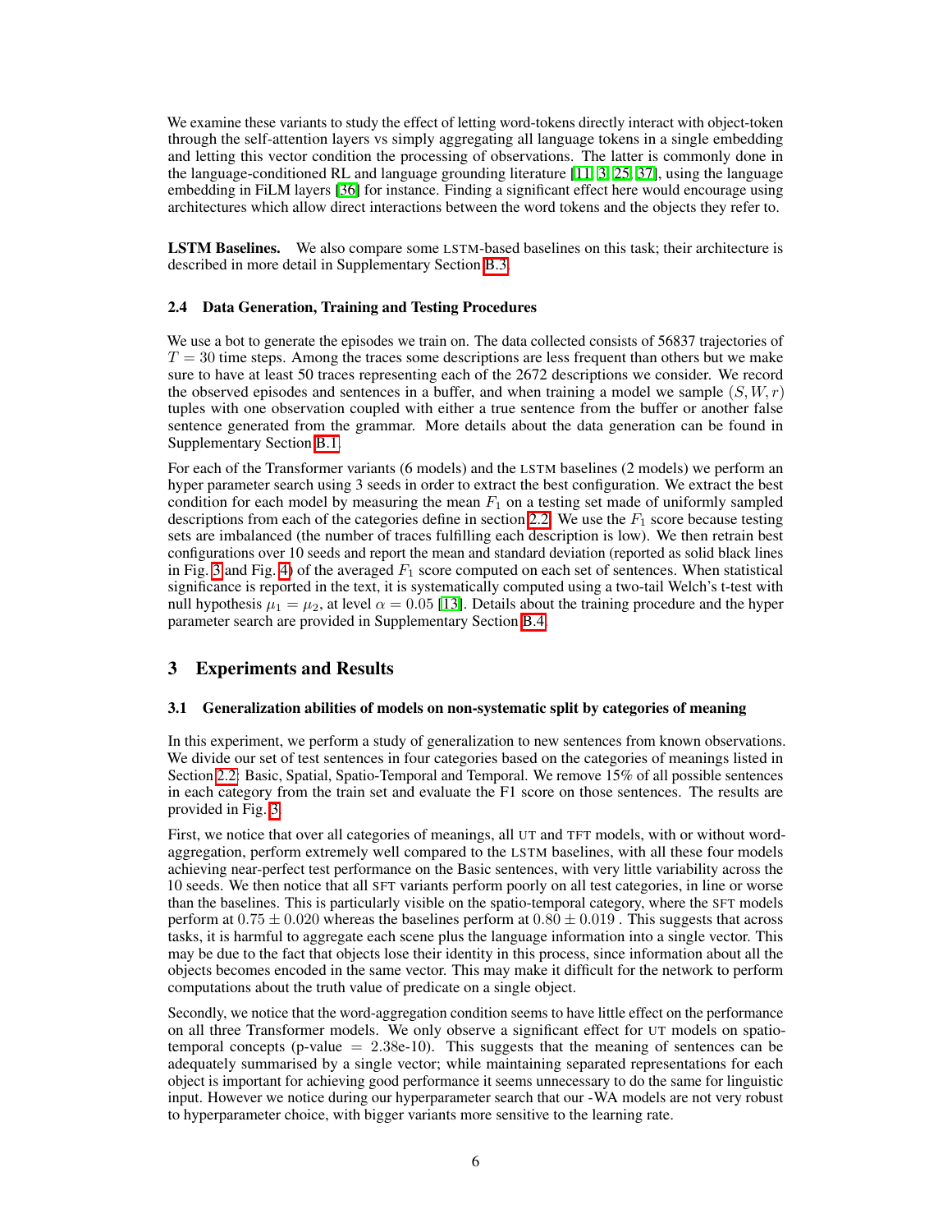We examine these variants to study the effect of letting word-tokens directly interact with object-token through the self-attention layers vs simply aggregating all language tokens in a single embedding and letting this vector condition the processing of observations. The latter is commonly done in the language-conditioned RL and language grounding literature [11, 3, 25, 37], using the language embedding in FiLM layers [36] for instance. Finding a significant effect here would encourage using architectures which allow direct interactions between the word tokens and the objects they refer to.

**LSTM Baselines.** We also compare some LSTM-based baselines on this task; their architecture is described in more detail in Supplementary Section B.3.

### 2.4 Data Generation, Training and Testing Procedures

We use a bot to generate the episodes we train on. The data collected consists of 56837 trajectories of $T = 30$ time steps. Among the traces some descriptions are less frequent than others but we make sure to have at least 50 traces representing each of the 2672 descriptions we consider. We record the observed episodes and sentences in a buffer, and when training a model we sample $(S, W, r)$ tuples with one observation coupled with either a true sentence from the buffer or another false sentence generated from the grammar. More details about the data generation can be found in Supplementary Section B.1.

For each of the Transformer variants (6 models) and the LSTM baselines (2 models) we perform an hyper parameter search using 3 seeds in order to extract the best configuration. We extract the best condition for each model by measuring the mean $F_1$ on a testing set made of uniformly sampled descriptions from each of the categories define in section 2.2. We use the $F_1$ score because testing sets are imbalanced (the number of traces fulfilling each description is low). We then retrain best configurations over 10 seeds and report the mean and standard deviation (reported as solid black lines in Fig. 3 and Fig. 4) of the averaged $F_1$ score computed on each set of sentences. When statistical significance is reported in the text, it is systematically computed using a two-tail Welch's t-test with null hypothesis $\mu_1 = \mu_2$, at level $\alpha = 0.05$ [13]. Details about the training procedure and the hyper parameter search are provided in Supplementary Section B.4.

## 3 Experiments and Results

### 3.1 Generalization abilities of models on non-systematic split by categories of meaning

In this experiment, we perform a study of generalization to new sentences from known observations. We divide our set of test sentences in four categories based on the categories of meanings listed in Section 2.2: Basic, Spatial, Spatio-Temporal and Temporal. We remove 15% of all possible sentences in each category from the train set and evaluate the F1 score on those sentences. The results are provided in Fig. 3.

First, we notice that over all categories of meanings, all UT and TFT models, with or without word-aggregation, perform extremely well compared to the LSTM baselines, with all these four models achieving near-perfect test performance on the Basic sentences, with very little variability across the 10 seeds. We then notice that all SFT variants perform poorly on all test categories, in line or worse than the baselines. This is particularly visible on the spatio-temporal category, where the SFT models perform at $0.75 \pm 0.020$ whereas the baselines perform at $0.80 \pm 0.019$ . This suggests that across tasks, it is harmful to aggregate each scene plus the language information into a single vector. This may be due to the fact that objects lose their identity in this process, since information about all the objects becomes encoded in the same vector. This may make it difficult for the network to perform computations about the truth value of predicate on a single object.

Secondly, we notice that the word-aggregation condition seems to have little effect on the performance on all three Transformer models. We only observe a significant effect for UT models on spatio-temporal concepts (p-value = 2.38e-10). This suggests that the meaning of sentences can be adequately summarised by a single vector; while maintaining separated representations for each object is important for achieving good performance it seems unnecessary to do the same for linguistic input. However we notice during our hyperparameter search that our -WA models are not very robust to hyperparameter choice, with bigger variants more sensitive to the learning rate.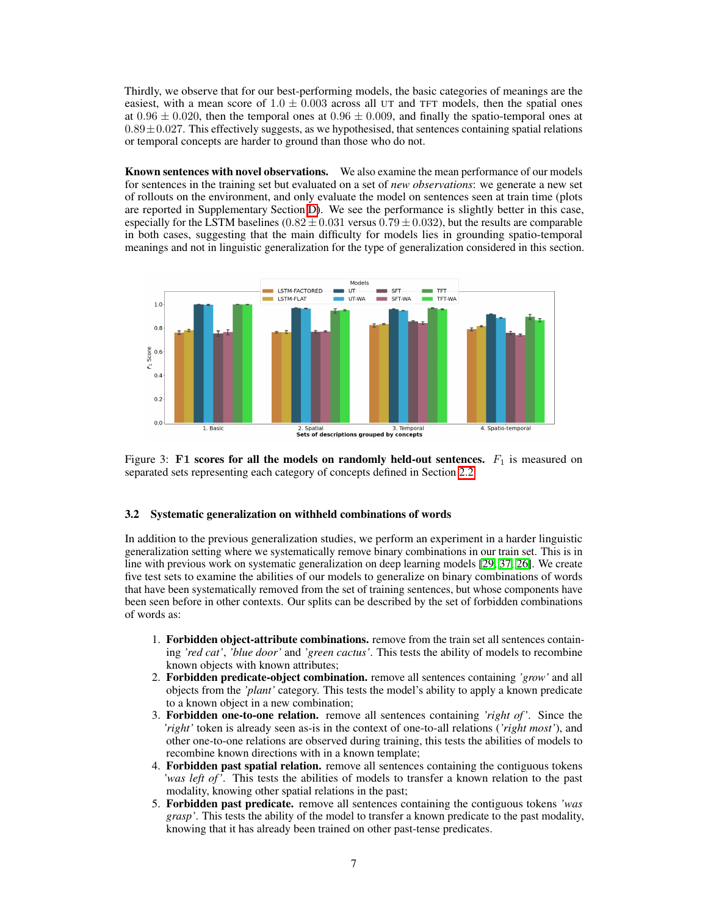Thirdly, we observe that for our best-performing models, the basic categories of meanings are the easiest, with a mean score of $1.0 \pm 0.003$ across all UT and TFT models, then the spatial ones at $0.96 \pm 0.020$, then the temporal ones at $0.96 \pm 0.009$, and finally the spatio-temporal ones at $0.89 \pm 0.027$. This effectively suggests, as we hypothesised, that sentences containing spatial relations or temporal concepts are harder to ground than those who do not.

**Known sentences with novel observations.** We also examine the mean performance of our models for sentences in the training set but evaluated on a set of *new observations*: we generate a new set of rollouts on the environment, and only evaluate the model on sentences seen at train time (plots are reported in Supplementary Section D). We see the performance is slightly better in this case, especially for the LSTM baselines ($0.82 \pm 0.031$ versus $0.79 \pm 0.032$), but the results are comparable in both cases, suggesting that the main difficulty for models lies in grounding spatio-temporal meanings and not in linguistic generalization for the type of generalization considered in this section.

Figure 3: **F1 scores for all the models on randomly held-out sentences.** $F_1$ is measured on separated sets representing each category of concepts defined in Section 2.2.

### 3.2 Systematic generalization on withheld combinations of words

In addition to the previous generalization studies, we perform an experiment in a harder linguistic generalization setting where we systematically remove binary combinations in our train set. This is in line with previous work on systematic generalization on deep learning models [29, 37, 26]. We create five test sets to examine the abilities of our models to generalize on binary combinations of words that have been systematically removed from the set of training sentences, but whose components have been seen before in other contexts. Our splits can be described by the set of forbidden combinations of words as:

1. **Forbidden object-attribute combinations.** remove from the train set all sentences containing *'red cat'*, *'blue door'* and *'green cactus'*. This tests the ability of models to recombine known objects with known attributes;
2. **Forbidden predicate-object combination.** remove all sentences containing *'grow'* and all objects from the *'plant'* category. This tests the model's ability to apply a known predicate to a known object in a new combination;
3. **Forbidden one-to-one relation.** remove all sentences containing *'right of'*. Since the *'right'* token is already seen as-is in the context of one-to-all relations (*'right most'*), and other one-to-one relations are observed during training, this tests the abilities of models to recombine known directions with in a known template;
4. **Forbidden past spatial relation.** remove all sentences containing the contiguous tokens *'was left of'*. This tests the abilities of models to transfer a known relation to the past modality, knowing other spatial relations in the past;
5. **Forbidden past predicate.** remove all sentences containing the contiguous tokens *'was grasp'*. This tests the ability of the model to transfer a known predicate to the past modality, knowing that it has already been trained on other past-tense predicates.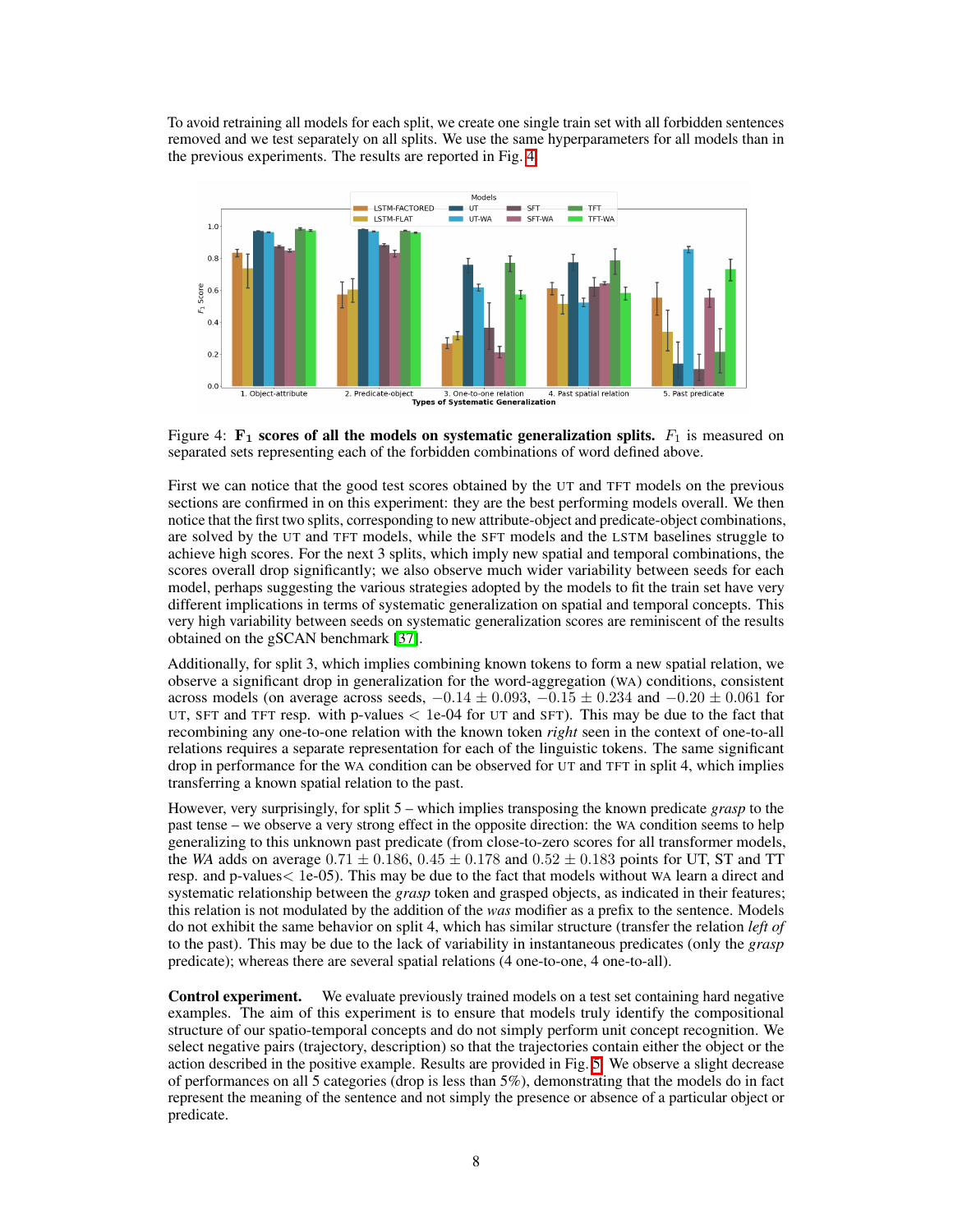To avoid retraining all models for each split, we create one single train set with all forbidden sentences removed and we test separately on all splits. We use the same hyperparameters for all models than in the previous experiments. The results are reported in Fig. 4.

Figure 4: **$\mathbf{F_1}$ scores of all the models on systematic generalization splits.** $F_1$ is measured on separated sets representing each of the forbidden combinations of word defined above.

First we can notice that the good test scores obtained by the UT and TFT models on the previous sections are confirmed in on this experiment: they are the best performing models overall. We then notice that the first two splits, corresponding to new attribute-object and predicate-object combinations, are solved by the UT and TFT models, while the SFT models and the LSTM baselines struggle to achieve high scores. For the next 3 splits, which imply new spatial and temporal combinations, the scores overall drop significantly; we also observe much wider variability between seeds for each model, perhaps suggesting the various strategies adopted by the models to fit the train set have very different implications in terms of systematic generalization on spatial and temporal concepts. This very high variability between seeds on systematic generalization scores are reminiscent of the results obtained on the gSCAN benchmark [37].

Additionally, for split 3, which implies combining known tokens to form a new spatial relation, we observe a significant drop in generalization for the word-aggregation (WA) conditions, consistent across models (on average across seeds, $-0.14 \pm 0.093$, $-0.15 \pm 0.234$ and $-0.20 \pm 0.061$ for UT, SFT and TFT resp. with p-values $<$ 1e-04 for UT and SFT). This may be due to the fact that recombining any one-to-one relation with the known token *right* seen in the context of one-to-all relations requires a separate representation for each of the linguistic tokens. The same significant drop in performance for the WA condition can be observed for UT and TFT in split 4, which implies transferring a known spatial relation to the past.

However, very surprisingly, for split 5 – which implies transposing the known predicate *grasp* to the past tense – we observe a very strong effect in the opposite direction: the WA condition seems to help generalizing to this unknown past predicate (from close-to-zero scores for all transformer models, the *WA* adds on average $0.71 \pm 0.186$, $0.45 \pm 0.178$ and $0.52 \pm 0.183$ points for UT, ST and TT resp. and p-values$<$ 1e-05). This may be due to the fact that models without WA learn a direct and systematic relationship between the *grasp* token and grasped objects, as indicated in their features; this relation is not modulated by the addition of the *was* modifier as a prefix to the sentence. Models do not exhibit the same behavior on split 4, which has similar structure (transfer the relation *left of* to the past). This may be due to the lack of variability in instantaneous predicates (only the *grasp* predicate); whereas there are several spatial relations (4 one-to-one, 4 one-to-all).

**Control experiment.** We evaluate previously trained models on a test set containing hard negative examples. The aim of this experiment is to ensure that models truly identify the compositional structure of our spatio-temporal concepts and do not simply perform unit concept recognition. We select negative pairs (trajectory, description) so that the trajectories contain either the object or the action described in the positive example. Results are provided in Fig. 5. We observe a slight decrease of performances on all 5 categories (drop is less than 5%), demonstrating that the models do in fact represent the meaning of the sentence and not simply the presence or absence of a particular object or predicate.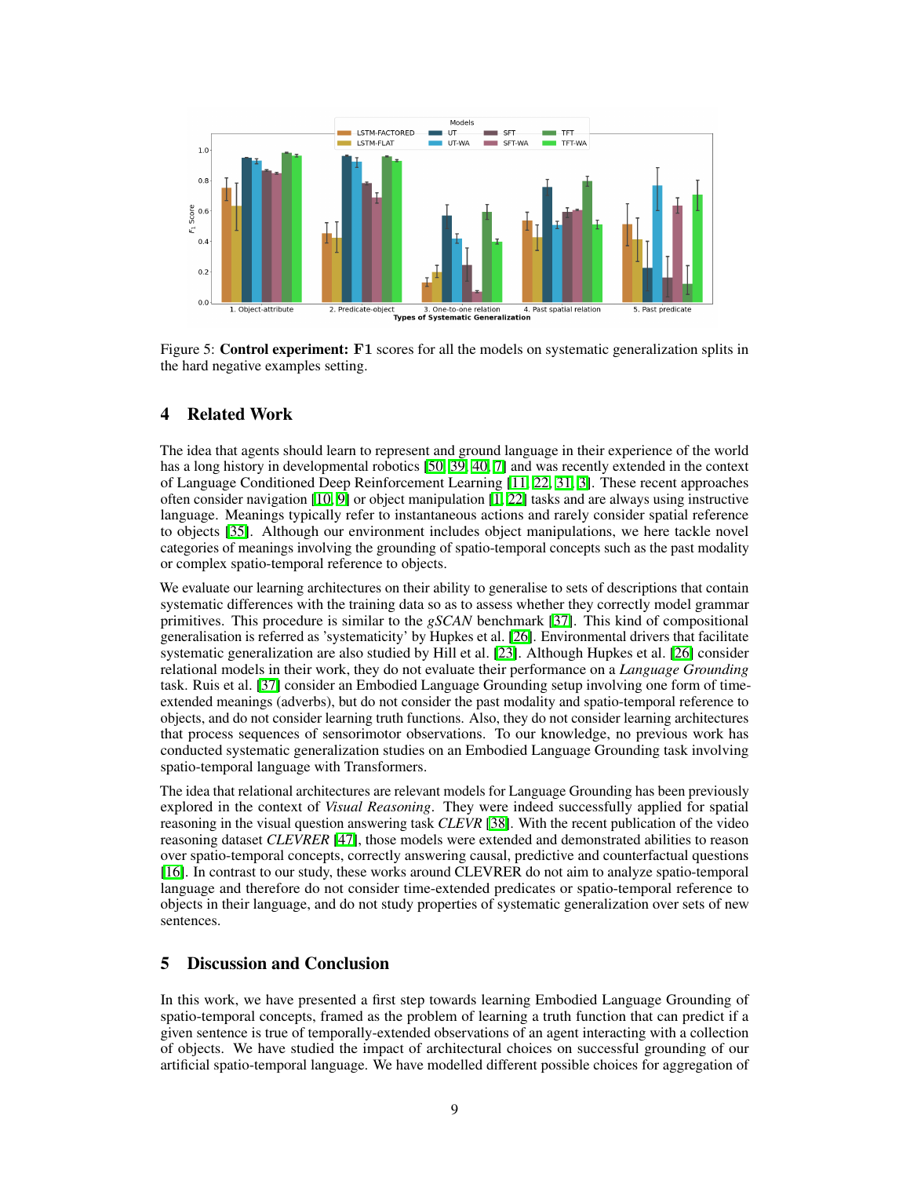Figure 5: **Control experiment: F1** scores for all the models on systematic generalization splits in the hard negative examples setting.

## 4 Related Work

The idea that agents should learn to represent and ground language in their experience of the world has a long history in developmental robotics [50, 39, 40, 7] and was recently extended in the context of Language Conditioned Deep Reinforcement Learning [11, 22, 31, 3]. These recent approaches often consider navigation [10, 9] or object manipulation [1, 22] tasks and are always using instructive language. Meanings typically refer to instantaneous actions and rarely consider spatial reference to objects [35]. Although our environment includes object manipulations, we here tackle novel categories of meanings involving the grounding of spatio-temporal concepts such as the past modality or complex spatio-temporal reference to objects.

We evaluate our learning architectures on their ability to generalise to sets of descriptions that contain systematic differences with the training data so as to assess whether they correctly model grammar primitives. This procedure is similar to the *gSCAN* benchmark [37]. This kind of compositional generalisation is referred as 'systematicity' by Hupkes et al. [26]. Environmental drivers that facilitate systematic generalization are also studied by Hill et al. [23]. Although Hupkes et al. [26] consider relational models in their work, they do not evaluate their performance on a *Language Grounding* task. Ruis et al. [37] consider an Embodied Language Grounding setup involving one form of time-extended meanings (adverbs), but do not consider the past modality and spatio-temporal reference to objects, and do not consider learning truth functions. Also, they do not consider learning architectures that process sequences of sensorimotor observations. To our knowledge, no previous work has conducted systematic generalization studies on an Embodied Language Grounding task involving spatio-temporal language with Transformers.

The idea that relational architectures are relevant models for Language Grounding has been previously explored in the context of *Visual Reasoning*. They were indeed successfully applied for spatial reasoning in the visual question answering task *CLEVR* [38]. With the recent publication of the video reasoning dataset *CLEVRER* [47], those models were extended and demonstrated abilities to reason over spatio-temporal concepts, correctly answering causal, predictive and counterfactual questions [16]. In contrast to our study, these works around CLEVRER do not aim to analyze spatio-temporal language and therefore do not consider time-extended predicates or spatio-temporal reference to objects in their language, and do not study properties of systematic generalization over sets of new sentences.

## 5 Discussion and Conclusion

In this work, we have presented a first step towards learning Embodied Language Grounding of spatio-temporal concepts, framed as the problem of learning a truth function that can predict if a given sentence is true of temporally-extended observations of an agent interacting with a collection of objects. We have studied the impact of architectural choices on successful grounding of our artificial spatio-temporal language. We have modelled different possible choices for aggregation of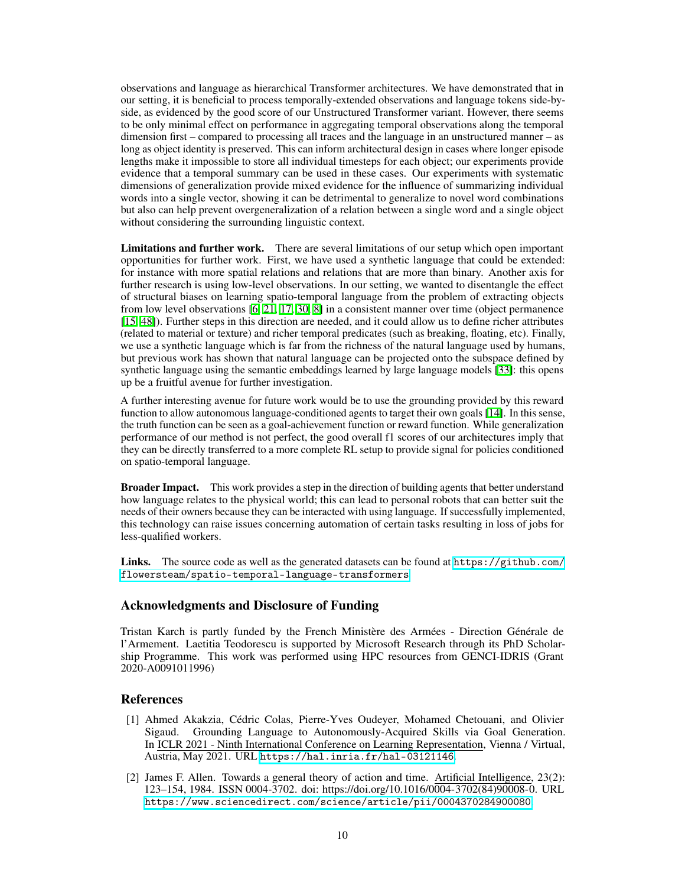observations and language as hierarchical Transformer architectures. We have demonstrated that in our setting, it is beneficial to process temporally-extended observations and language tokens side-by-side, as evidenced by the good score of our Unstructured Transformer variant. However, there seems to be only minimal effect on performance in aggregating temporal observations along the temporal dimension first – compared to processing all traces and the language in an unstructured manner – as long as object identity is preserved. This can inform architectural design in cases where longer episode lengths make it impossible to store all individual timesteps for each object; our experiments provide evidence that a temporal summary can be used in these cases. Our experiments with systematic dimensions of generalization provide mixed evidence for the influence of summarizing individual words into a single vector, showing it can be detrimental to generalize to novel word combinations but also can help prevent overgeneralization of a relation between a single word and a single object without considering the surrounding linguistic context.

**Limitations and further work.** There are several limitations of our setup which open important opportunities for further work. First, we have used a synthetic language that could be extended: for instance with more spatial relations and relations that are more than binary. Another axis for further research is using low-level observations. In our setting, we wanted to disentangle the effect of structural biases on learning spatio-temporal language from the problem of extracting objects from low level observations [6, 21, 17, 30, 8] in a consistent manner over time (object permanence [15, 48]). Further steps in this direction are needed, and it could allow us to define richer attributes (related to material or texture) and richer temporal predicates (such as breaking, floating, etc). Finally, we use a synthetic language which is far from the richness of the natural language used by humans, but previous work has shown that natural language can be projected onto the subspace defined by synthetic language using the semantic embeddings learned by large language models [33]: this opens up be a fruitful avenue for further investigation.

A further interesting avenue for future work would be to use the grounding provided by this reward function to allow autonomous language-conditioned agents to target their own goals [14]. In this sense, the truth function can be seen as a goal-achievement function or reward function. While generalization performance of our method is not perfect, the good overall f1 scores of our architectures imply that they can be directly transferred to a more complete RL setup to provide signal for policies conditioned on spatio-temporal language.

**Broader Impact.** This work provides a step in the direction of building agents that better understand how language relates to the physical world; this can lead to personal robots that can better suit the needs of their owners because they can be interacted with using language. If successfully implemented, this technology can raise issues concerning automation of certain tasks resulting in loss of jobs for less-qualified workers.

**Links.** The source code as well as the generated datasets can be found at https://github.com/flowersteam/spatio-temporal-language-transformers

## Acknowledgments and Disclosure of Funding

Tristan Karch is partly funded by the French Ministère des Armées - Direction Générale de l'Armement. Laetitia Teodorescu is supported by Microsoft Research through its PhD Scholarship Programme. This work was performed using HPC resources from GENCI-IDRIS (Grant 2020-A0091011996)

## References

[1] Ahmed Akakzia, Cédric Colas, Pierre-Yves Oudeyer, Mohamed Chetouani, and Olivier Sigaud. Grounding Language to Autonomously-Acquired Skills via Goal Generation. In ICLR 2021 - Ninth International Conference on Learning Representation, Vienna / Virtual, Austria, May 2021. URL https://hal.inria.fr/hal-03121146.

[2] James F. Allen. Towards a general theory of action and time. Artificial Intelligence, 23(2): 123–154, 1984. ISSN 0004-3702. doi: https://doi.org/10.1016/0004-3702(84)90008-0. URL https://www.sciencedirect.com/science/article/pii/0004370284900080.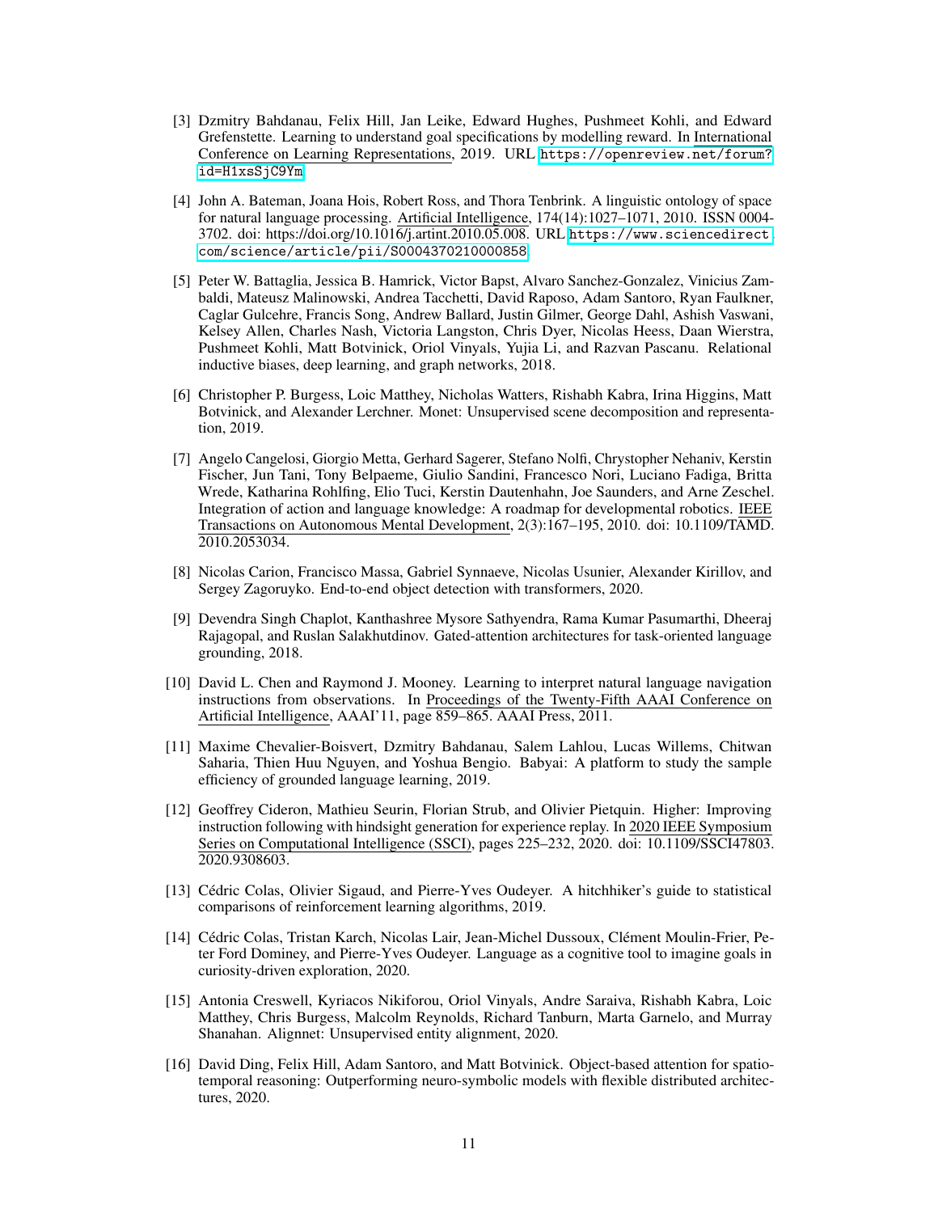[3] Dzmitry Bahdanau, Felix Hill, Jan Leike, Edward Hughes, Pushmeet Kohli, and Edward Grefenstette. Learning to understand goal specifications by modelling reward. In International Conference on Learning Representations, 2019. URL https://openreview.net/forum?id=H1xsSjC9Ym.

[4] John A. Bateman, Joana Hois, Robert Ross, and Thora Tenbrink. A linguistic ontology of space for natural language processing. Artificial Intelligence, 174(14):1027–1071, 2010. ISSN 0004-3702. doi: https://doi.org/10.1016/j.artint.2010.05.008. URL https://www.sciencedirect.com/science/article/pii/S0004370210000858.

[5] Peter W. Battaglia, Jessica B. Hamrick, Victor Bapst, Alvaro Sanchez-Gonzalez, Vinicius Zambaldi, Mateusz Malinowski, Andrea Tacchetti, David Raposo, Adam Santoro, Ryan Faulkner, Caglar Gulcehre, Francis Song, Andrew Ballard, Justin Gilmer, George Dahl, Ashish Vaswani, Kelsey Allen, Charles Nash, Victoria Langston, Chris Dyer, Nicolas Heess, Daan Wierstra, Pushmeet Kohli, Matt Botvinick, Oriol Vinyals, Yujia Li, and Razvan Pascanu. Relational inductive biases, deep learning, and graph networks, 2018.

[6] Christopher P. Burgess, Loic Matthey, Nicholas Watters, Rishabh Kabra, Irina Higgins, Matt Botvinick, and Alexander Lerchner. Monet: Unsupervised scene decomposition and representation, 2019.

[7] Angelo Cangelosi, Giorgio Metta, Gerhard Sagerer, Stefano Nolfi, Chrystopher Nehaniv, Kerstin Fischer, Jun Tani, Tony Belpaeme, Giulio Sandini, Francesco Nori, Luciano Fadiga, Britta Wrede, Katharina Rohlfing, Elio Tuci, Kerstin Dautenhahn, Joe Saunders, and Arne Zeschel. Integration of action and language knowledge: A roadmap for developmental robotics. IEEE Transactions on Autonomous Mental Development, 2(3):167–195, 2010. doi: 10.1109/TAMD.2010.2053034.

[8] Nicolas Carion, Francisco Massa, Gabriel Synnaeve, Nicolas Usunier, Alexander Kirillov, and Sergey Zagoruyko. End-to-end object detection with transformers, 2020.

[9] Devendra Singh Chaplot, Kanthashree Mysore Sathyendra, Rama Kumar Pasumarthi, Dheeraj Rajagopal, and Ruslan Salakhutdinov. Gated-attention architectures for task-oriented language grounding, 2018.

[10] David L. Chen and Raymond J. Mooney. Learning to interpret natural language navigation instructions from observations. In Proceedings of the Twenty-Fifth AAAI Conference on Artificial Intelligence, AAAI'11, page 859–865. AAAI Press, 2011.

[11] Maxime Chevalier-Boisvert, Dzmitry Bahdanau, Salem Lahlou, Lucas Willems, Chitwan Saharia, Thien Huu Nguyen, and Yoshua Bengio. Babyai: A platform to study the sample efficiency of grounded language learning, 2019.

[12] Geoffrey Cideron, Mathieu Seurin, Florian Strub, and Olivier Pietquin. Higher: Improving instruction following with hindsight generation for experience replay. In 2020 IEEE Symposium Series on Computational Intelligence (SSCI), pages 225–232, 2020. doi: 10.1109/SSCI47803.2020.9308603.

[13] Cédric Colas, Olivier Sigaud, and Pierre-Yves Oudeyer. A hitchhiker's guide to statistical comparisons of reinforcement learning algorithms, 2019.

[14] Cédric Colas, Tristan Karch, Nicolas Lair, Jean-Michel Dussoux, Clément Moulin-Frier, Peter Ford Dominey, and Pierre-Yves Oudeyer. Language as a cognitive tool to imagine goals in curiosity-driven exploration, 2020.

[15] Antonia Creswell, Kyriacos Nikiforou, Oriol Vinyals, Andre Saraiva, Rishabh Kabra, Loic Matthey, Chris Burgess, Malcolm Reynolds, Richard Tanburn, Marta Garnelo, and Murray Shanahan. Alignnet: Unsupervised entity alignment, 2020.

[16] David Ding, Felix Hill, Adam Santoro, and Matt Botvinick. Object-based attention for spatio-temporal reasoning: Outperforming neuro-symbolic models with flexible distributed architectures, 2020.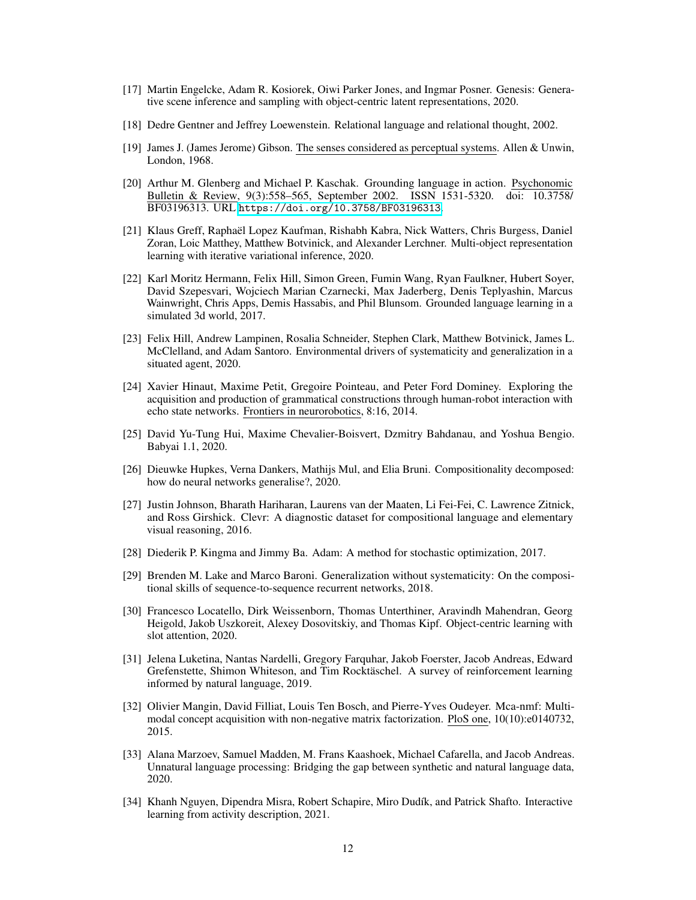[17] Martin Engelcke, Adam R. Kosiorek, Oiwi Parker Jones, and Ingmar Posner. Genesis: Generative scene inference and sampling with object-centric latent representations, 2020.

[18] Dedre Gentner and Jeffrey Loewenstein. Relational language and relational thought, 2002.

[19] James J. (James Jerome) Gibson. The senses considered as perceptual systems. Allen & Unwin, London, 1968.

[20] Arthur M. Glenberg and Michael P. Kaschak. Grounding language in action. Psychonomic Bulletin & Review, 9(3):558–565, September 2002. ISSN 1531-5320. doi: 10.3758/BF03196313. URL https://doi.org/10.3758/BF03196313.

[21] Klaus Greff, Raphaël Lopez Kaufman, Rishabh Kabra, Nick Watters, Chris Burgess, Daniel Zoran, Loic Matthey, Matthew Botvinick, and Alexander Lerchner. Multi-object representation learning with iterative variational inference, 2020.

[22] Karl Moritz Hermann, Felix Hill, Simon Green, Fumin Wang, Ryan Faulkner, Hubert Soyer, David Szepesvari, Wojciech Marian Czarnecki, Max Jaderberg, Denis Teplyashin, Marcus Wainwright, Chris Apps, Demis Hassabis, and Phil Blunsom. Grounded language learning in a simulated 3d world, 2017.

[23] Felix Hill, Andrew Lampinen, Rosalia Schneider, Stephen Clark, Matthew Botvinick, James L. McClelland, and Adam Santoro. Environmental drivers of systematicity and generalization in a situated agent, 2020.

[24] Xavier Hinaut, Maxime Petit, Gregoire Pointeau, and Peter Ford Dominey. Exploring the acquisition and production of grammatical constructions through human-robot interaction with echo state networks. Frontiers in neurorobotics, 8:16, 2014.

[25] David Yu-Tung Hui, Maxime Chevalier-Boisvert, Dzmitry Bahdanau, and Yoshua Bengio. Babyai 1.1, 2020.

[26] Dieuwke Hupkes, Verna Dankers, Mathijs Mul, and Elia Bruni. Compositionality decomposed: how do neural networks generalise?, 2020.

[27] Justin Johnson, Bharath Hariharan, Laurens van der Maaten, Li Fei-Fei, C. Lawrence Zitnick, and Ross Girshick. Clevr: A diagnostic dataset for compositional language and elementary visual reasoning, 2016.

[28] Diederik P. Kingma and Jimmy Ba. Adam: A method for stochastic optimization, 2017.

[29] Brenden M. Lake and Marco Baroni. Generalization without systematicity: On the compositional skills of sequence-to-sequence recurrent networks, 2018.

[30] Francesco Locatello, Dirk Weissenborn, Thomas Unterthiner, Aravindh Mahendran, Georg Heigold, Jakob Uszkoreit, Alexey Dosovitskiy, and Thomas Kipf. Object-centric learning with slot attention, 2020.

[31] Jelena Luketina, Nantas Nardelli, Gregory Farquhar, Jakob Foerster, Jacob Andreas, Edward Grefenstette, Shimon Whiteson, and Tim Rocktäschel. A survey of reinforcement learning informed by natural language, 2019.

[32] Olivier Mangin, David Filliat, Louis Ten Bosch, and Pierre-Yves Oudeyer. Mca-nmf: Multimodal concept acquisition with non-negative matrix factorization. PloS one, 10(10):e0140732, 2015.

[33] Alana Marzoev, Samuel Madden, M. Frans Kaashoek, Michael Cafarella, and Jacob Andreas. Unnatural language processing: Bridging the gap between synthetic and natural language data, 2020.

[34] Khanh Nguyen, Dipendra Misra, Robert Schapire, Miro Dudík, and Patrick Shafto. Interactive learning from activity description, 2021.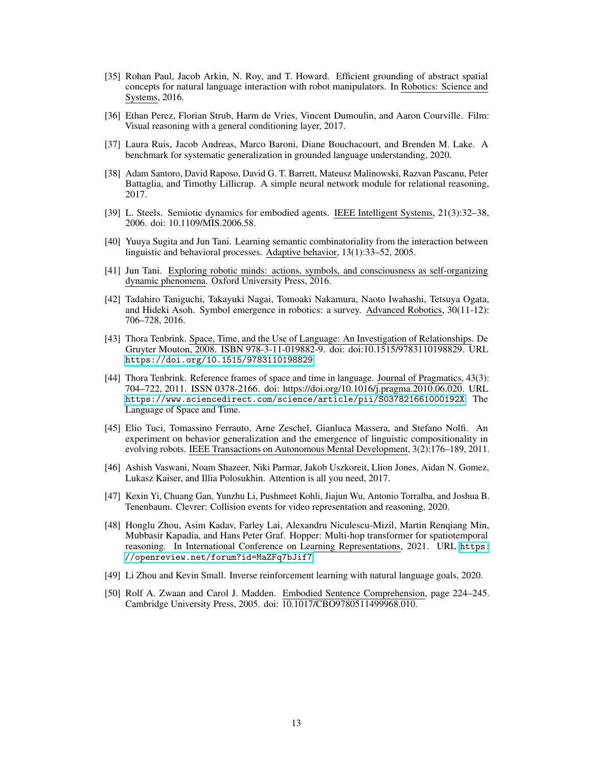[35] Rohan Paul, Jacob Arkin, N. Roy, and T. Howard. Efficient grounding of abstract spatial concepts for natural language interaction with robot manipulators. In Robotics: Science and Systems, 2016.

[36] Ethan Perez, Florian Strub, Harm de Vries, Vincent Dumoulin, and Aaron Courville. Film: Visual reasoning with a general conditioning layer, 2017.

[37] Laura Ruis, Jacob Andreas, Marco Baroni, Diane Bouchacourt, and Brenden M. Lake. A benchmark for systematic generalization in grounded language understanding, 2020.

[38] Adam Santoro, David Raposo, David G. T. Barrett, Mateusz Malinowski, Razvan Pascanu, Peter Battaglia, and Timothy Lillicrap. A simple neural network module for relational reasoning, 2017.

[39] L. Steels. Semiotic dynamics for embodied agents. IEEE Intelligent Systems, 21(3):32–38, 2006. doi: 10.1109/MIS.2006.58.

[40] Yuuya Sugita and Jun Tani. Learning semantic combinatoriality from the interaction between linguistic and behavioral processes. Adaptive behavior, 13(1):33–52, 2005.

[41] Jun Tani. Exploring robotic minds: actions, symbols, and consciousness as self-organizing dynamic phenomena. Oxford University Press, 2016.

[42] Tadahiro Taniguchi, Takayuki Nagai, Tomoaki Nakamura, Naoto Iwahashi, Tetsuya Ogata, and Hideki Asoh. Symbol emergence in robotics: a survey. Advanced Robotics, 30(11-12): 706–728, 2016.

[43] Thora Tenbrink. Space, Time, and the Use of Language: An Investigation of Relationships. De Gruyter Mouton, 2008. ISBN 978-3-11-019882-9. doi: doi:10.1515/9783110198829. URL https://doi.org/10.1515/9783110198829.

[44] Thora Tenbrink. Reference frames of space and time in language. Journal of Pragmatics, 43(3): 704–722, 2011. ISSN 0378-2166. doi: https://doi.org/10.1016/j.pragma.2010.06.020. URL https://www.sciencedirect.com/science/article/pii/S037821661000192X. The Language of Space and Time.

[45] Elio Tuci, Tomassino Ferrauto, Arne Zeschel, Gianluca Massera, and Stefano Nolfi. An experiment on behavior generalization and the emergence of linguistic compositionality in evolving robots. IEEE Transactions on Autonomous Mental Development, 3(2):176–189, 2011.

[46] Ashish Vaswani, Noam Shazeer, Niki Parmar, Jakob Uszkoreit, Llion Jones, Aidan N. Gomez, Lukasz Kaiser, and Illia Polosukhin. Attention is all you need, 2017.

[47] Kexin Yi, Chuang Gan, Yunzhu Li, Pushmeet Kohli, Jiajun Wu, Antonio Torralba, and Joshua B. Tenenbaum. Clevrer: Collision events for video representation and reasoning, 2020.

[48] Honglu Zhou, Asim Kadav, Farley Lai, Alexandru Niculescu-Mizil, Martin Renqiang Min, Mubbasir Kapadia, and Hans Peter Graf. Hopper: Multi-hop transformer for spatiotemporal reasoning. In International Conference on Learning Representations, 2021. URL https://openreview.net/forum?id=MaZFq7bJif7.

[49] Li Zhou and Kevin Small. Inverse reinforcement learning with natural language goals, 2020.

[50] Rolf A. Zwaan and Carol J. Madden. Embodied Sentence Comprehension, page 224–245. Cambridge University Press, 2005. doi: 10.1017/CBO9780511499968.010.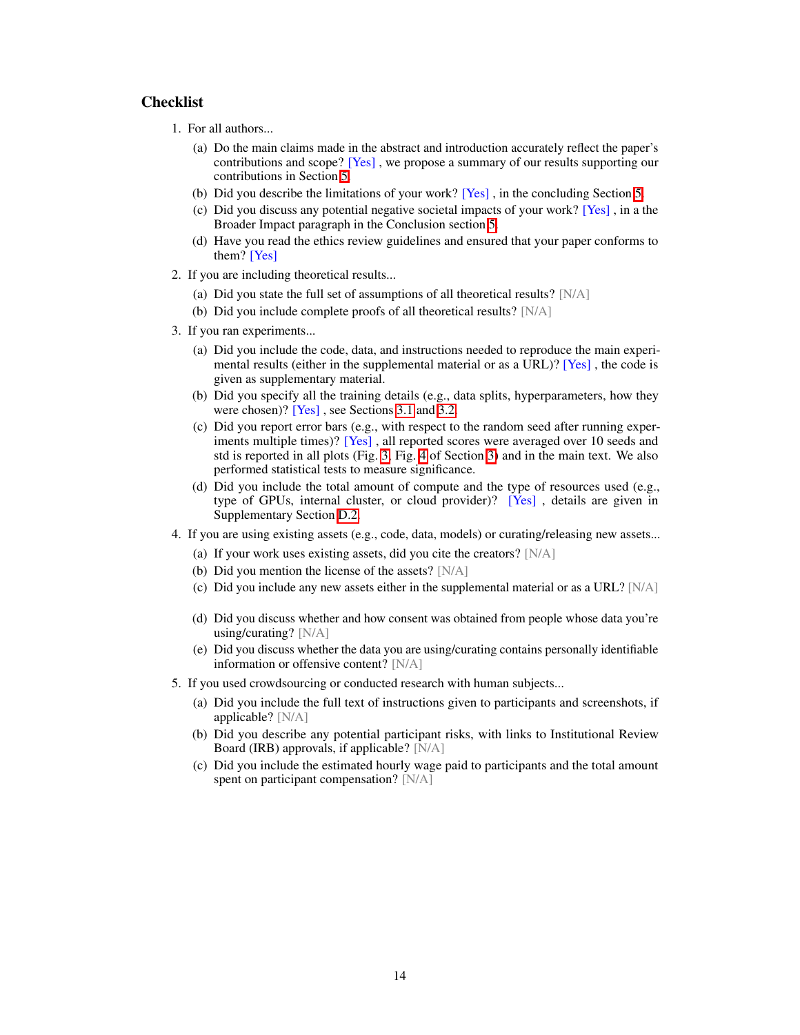## Checklist

1. For all authors...
   (a) Do the main claims made in the abstract and introduction accurately reflect the paper's contributions and scope? [Yes] , we propose a summary of our results supporting our contributions in Section 5.
   (b) Did you describe the limitations of your work? [Yes] , in the concluding Section 5.
   (c) Did you discuss any potential negative societal impacts of your work? [Yes] , in a the Broader Impact paragraph in the Conclusion section 5.
   (d) Have you read the ethics review guidelines and ensured that your paper conforms to them? [Yes]
2. If you are including theoretical results...
   (a) Did you state the full set of assumptions of all theoretical results? [N/A]
   (b) Did you include complete proofs of all theoretical results? [N/A]
3. If you ran experiments...
   (a) Did you include the code, data, and instructions needed to reproduce the main experimental results (either in the supplemental material or as a URL)? [Yes] , the code is given as supplementary material.
   (b) Did you specify all the training details (e.g., data splits, hyperparameters, how they were chosen)? [Yes] , see Sections 3.1 and 3.2.
   (c) Did you report error bars (e.g., with respect to the random seed after running experiments multiple times)? [Yes] , all reported scores were averaged over 10 seeds and std is reported in all plots (Fig. 3, Fig. 4 of Section 3) and in the main text. We also performed statistical tests to measure significance.
   (d) Did you include the total amount of compute and the type of resources used (e.g., type of GPUs, internal cluster, or cloud provider)? [Yes] , details are given in Supplementary Section D.2.
4. If you are using existing assets (e.g., code, data, models) or curating/releasing new assets...
   (a) If your work uses existing assets, did you cite the creators? [N/A]
   (b) Did you mention the license of the assets? [N/A]
   (c) Did you include any new assets either in the supplemental material or as a URL? [N/A]
   (d) Did you discuss whether and how consent was obtained from people whose data you're using/curating? [N/A]
   (e) Did you discuss whether the data you are using/curating contains personally identifiable information or offensive content? [N/A]
5. If you used crowdsourcing or conducted research with human subjects...
   (a) Did you include the full text of instructions given to participants and screenshots, if applicable? [N/A]
   (b) Did you describe any potential participant risks, with links to Institutional Review Board (IRB) approvals, if applicable? [N/A]
   (c) Did you include the estimated hourly wage paid to participants and the total amount spent on participant compensation? [N/A]